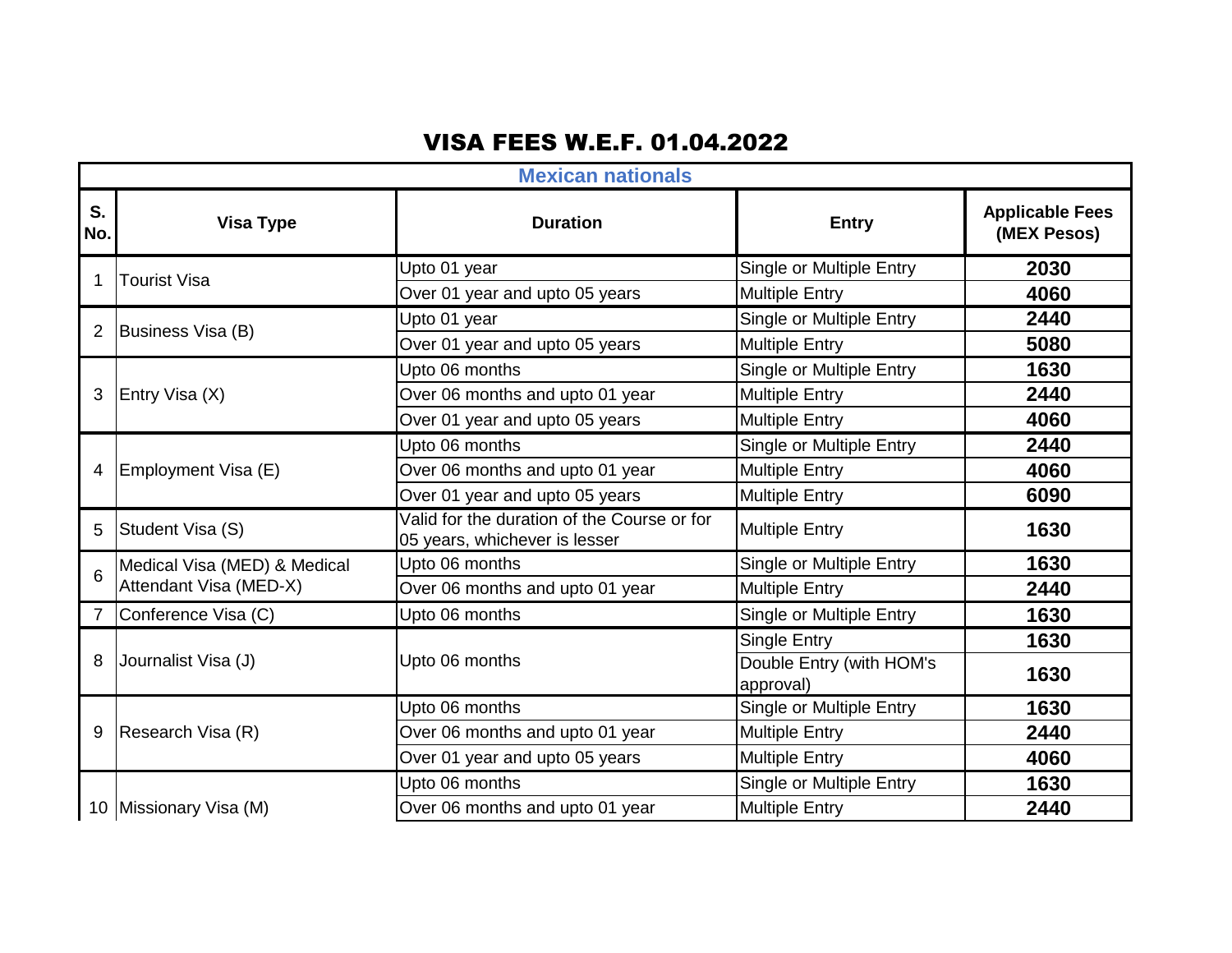# VISA FEES W.E.F. 01.04.2022

| Mexican nationals | | | | |
|---|---|---|---|---|
| **S. No.** | **Visa Type** | **Duration** | **Entry** | **Applicable Fees (MEX Pesos)** |
| 1 | Tourist Visa | Upto 01 year | Single or Multiple Entry | **2030** |
| | | Over 01 year and upto 05 years | Multiple Entry | **4060** |
| 2 | Business Visa (B) | Upto 01 year | Single or Multiple Entry | **2440** |
| | | Over 01 year and upto 05 years | Multiple Entry | **5080** |
| 3 | Entry Visa (X) | Upto 06 months | Single or Multiple Entry | **1630** |
| | | Over 06 months and upto 01 year | Multiple Entry | **2440** |
| | | Over 01 year and upto 05 years | Multiple Entry | **4060** |
| 4 | Employment Visa (E) | Upto 06 months | Single or Multiple Entry | **2440** |
| | | Over 06 months and upto 01 year | Multiple Entry | **4060** |
| | | Over 01 year and upto 05 years | Multiple Entry | **6090** |
| 5 | Student Visa (S) | Valid for the duration of the Course or for 05 years, whichever is lesser | Multiple Entry | **1630** |
| 6 | Medical Visa (MED) & Medical Attendant Visa (MED-X) | Upto 06 months | Single or Multiple Entry | **1630** |
| | | Over 06 months and upto 01 year | Multiple Entry | **2440** |
| 7 | Conference Visa (C) | Upto 06 months | Single or Multiple Entry | **1630** |
| 8 | Journalist Visa (J) | Upto 06 months | Single Entry | **1630** |
| | | | Double Entry (with HOM's approval) | **1630** |
| 9 | Research Visa (R) | Upto 06 months | Single or Multiple Entry | **1630** |
| | | Over 06 months and upto 01 year | Multiple Entry | **2440** |
| | | Over 01 year and upto 05 years | Multiple Entry | **4060** |
| 10 | Missionary Visa (M) | Upto 06 months | Single or Multiple Entry | **1630** |
| | | Over 06 months and upto 01 year | Multiple Entry | **2440** |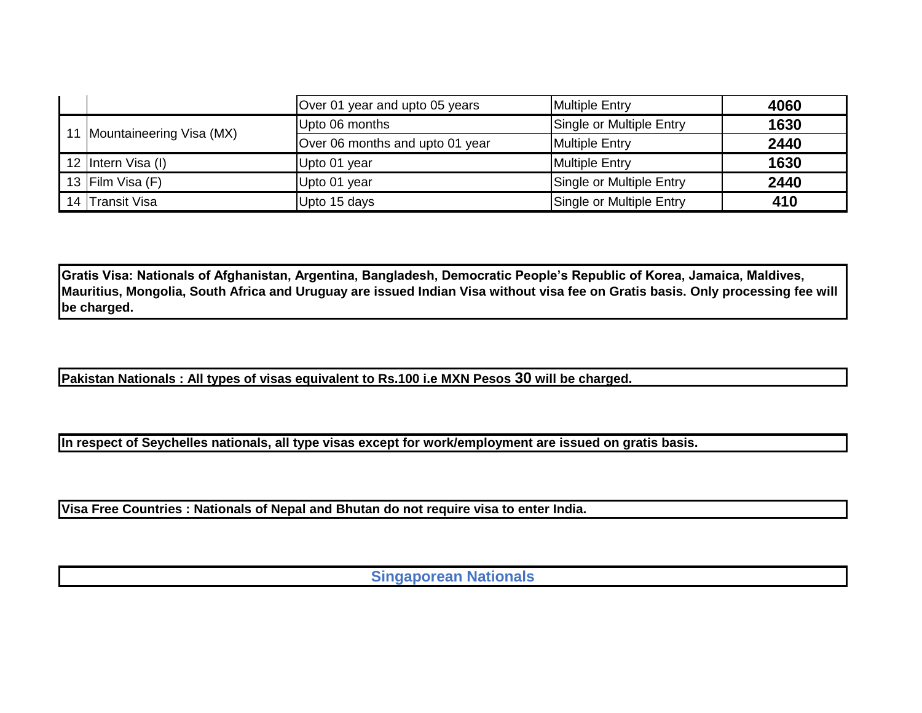| | | | | |
|---|---|---|---|---|
| | | Over 01 year and upto 05 years | Multiple Entry | **4060** |
| 11 | Mountaineering Visa (MX) | Upto 06 months | Single or Multiple Entry | **1630** |
| | | Over 06 months and upto 01 year | Multiple Entry | **2440** |
| 12 | Intern Visa (I) | Upto 01 year | Multiple Entry | **1630** |
| 13 | Film Visa (F) | Upto 01 year | Single or Multiple Entry | **2440** |
| 14 | Transit Visa | Upto 15 days | Single or Multiple Entry | **410** |

**Gratis Visa: Nationals of Afghanistan, Argentina, Bangladesh, Democratic People's Republic of Korea, Jamaica, Maldives, Mauritius, Mongolia, South Africa and Uruguay are issued Indian Visa without visa fee on Gratis basis. Only processing fee will be charged.**

**Pakistan Nationals : All types of visas equivalent to Rs.100 i.e MXN Pesos 30 will be charged.**

**In respect of Seychelles nationals, all type visas except for work/employment are issued on gratis basis.**

**Visa Free Countries : Nationals of Nepal and Bhutan do not require visa to enter India.**

## Singaporean Nationals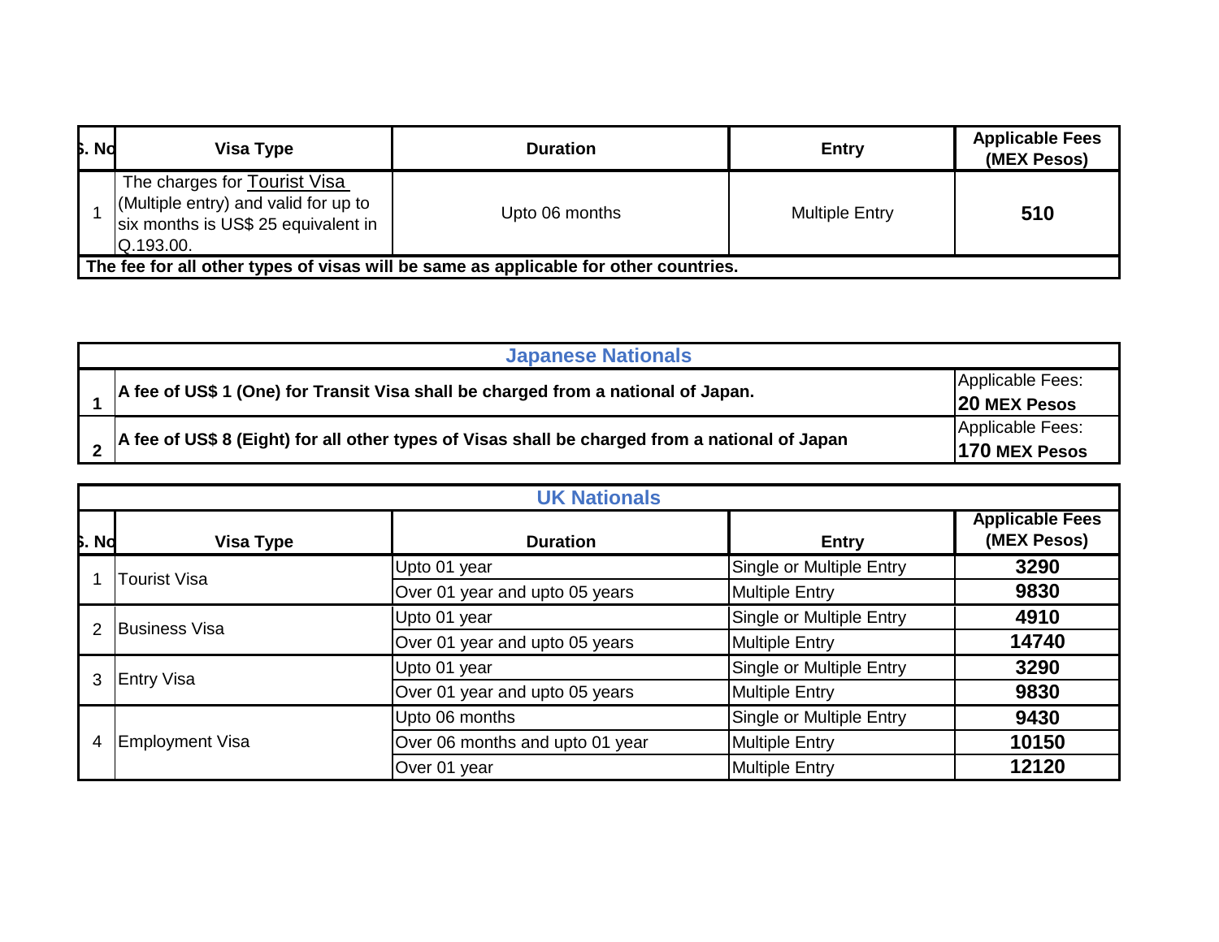| S. No | Visa Type | Duration | Entry | Applicable Fees (MEX Pesos) |
|---|---|---|---|---|
| 1 | The charges for Tourist Visa (Multiple entry) and valid for up to six months is US$ 25 equivalent in Q.193.00. | Upto 06 months | Multiple Entry | **510** |
| **The fee for all other types of visas will be same as applicable for other countries.** | | | | |

| **Japanese Nationals** | | |
|---|---|---|
| **1** | **A fee of US$ 1 (One) for Transit Visa shall be charged from a national of Japan.** | Applicable Fees: **20 MEX Pesos** |
| **2** | **A fee of US$ 8 (Eight) for all other types of Visas shall be charged from a national of Japan** | Applicable Fees: **170 MEX Pesos** |

| **UK Nationals** | | | | |
|---|---|---|---|---|
| **S. No** | **Visa Type** | **Duration** | **Entry** | **Applicable Fees (MEX Pesos)** |
| 1 | Tourist Visa | Upto 01 year | Single or Multiple Entry | **3290** |
| | | Over 01 year and upto 05 years | Multiple Entry | **9830** |
| 2 | Business Visa | Upto 01 year | Single or Multiple Entry | **4910** |
| | | Over 01 year and upto 05 years | Multiple Entry | **14740** |
| 3 | Entry Visa | Upto 01 year | Single or Multiple Entry | **3290** |
| | | Over 01 year and upto 05 years | Multiple Entry | **9830** |
| 4 | Employment Visa | Upto 06 months | Single or Multiple Entry | **9430** |
| | | Over 06 months and upto 01 year | Multiple Entry | **10150** |
| | | Over 01 year | Multiple Entry | **12120** |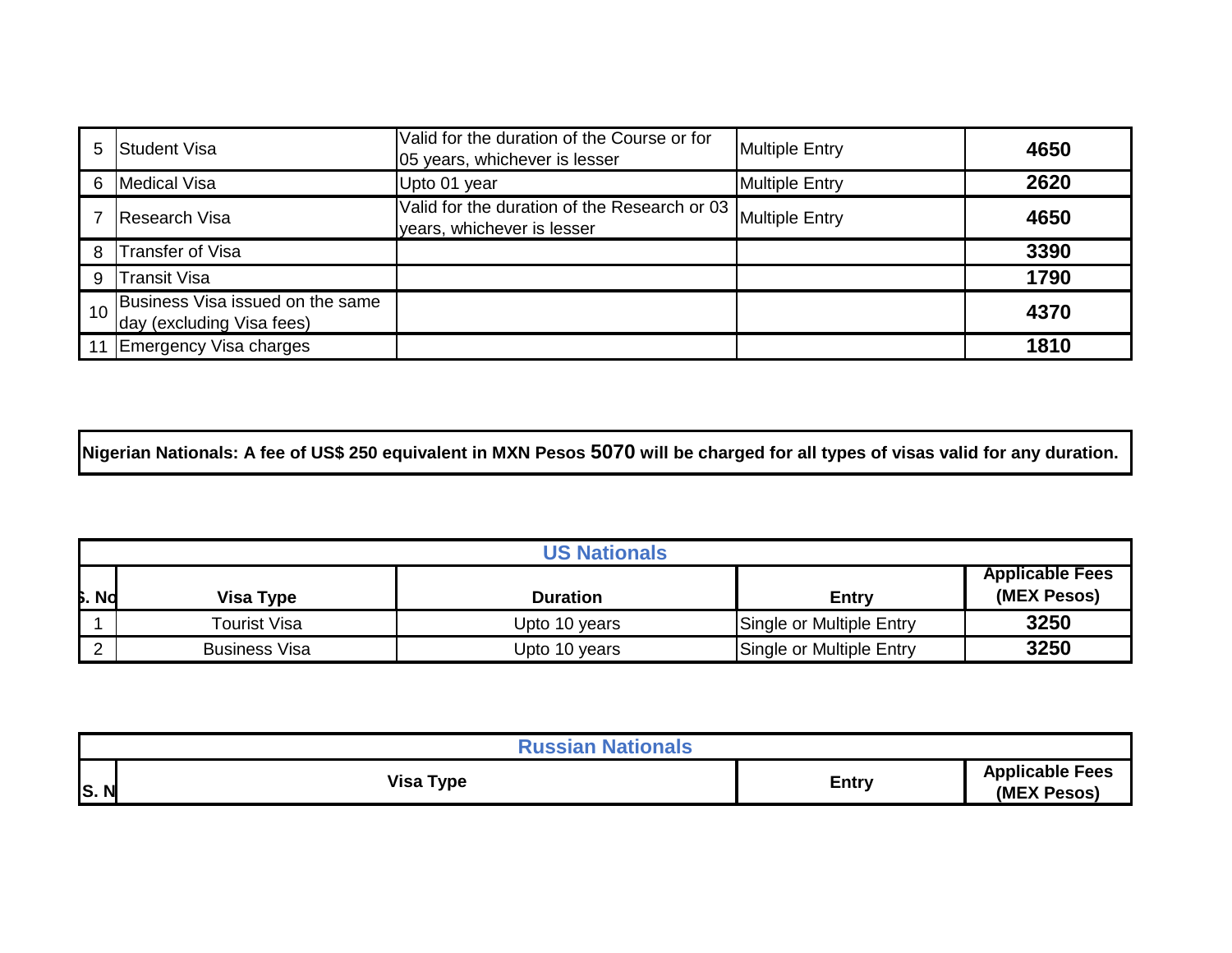| | | | | |
|---|---|---|---|---|
| 5 | Student Visa | Valid for the duration of the Course or for 05 years, whichever is lesser | Multiple Entry | **4650** |
| 6 | Medical Visa | Upto 01 year | Multiple Entry | **2620** |
| 7 | Research Visa | Valid for the duration of the Research or 03 years, whichever is lesser | Multiple Entry | **4650** |
| 8 | Transfer of Visa | | | **3390** |
| 9 | Transit Visa | | | **1790** |
| 10 | Business Visa issued on the same day (excluding Visa fees) | | | **4370** |
| 11 | Emergency Visa charges | | | **1810** |

**Nigerian Nationals: A fee of US$ 250 equivalent in MXN Pesos 5070 will be charged for all types of visas valid for any duration.**

| **US Nationals** | | | | |
|---|---|---|---|---|
| **S. No** | **Visa Type** | **Duration** | **Entry** | **Applicable Fees (MEX Pesos)** |
| 1 | Tourist Visa | Upto 10 years | Single or Multiple Entry | **3250** |
| 2 | Business Visa | Upto 10 years | Single or Multiple Entry | **3250** |

| **Russian Nationals** | | | |
|---|---|---|---|
| **S. N** | **Visa Type** | **Entry** | **Applicable Fees (MEX Pesos)** |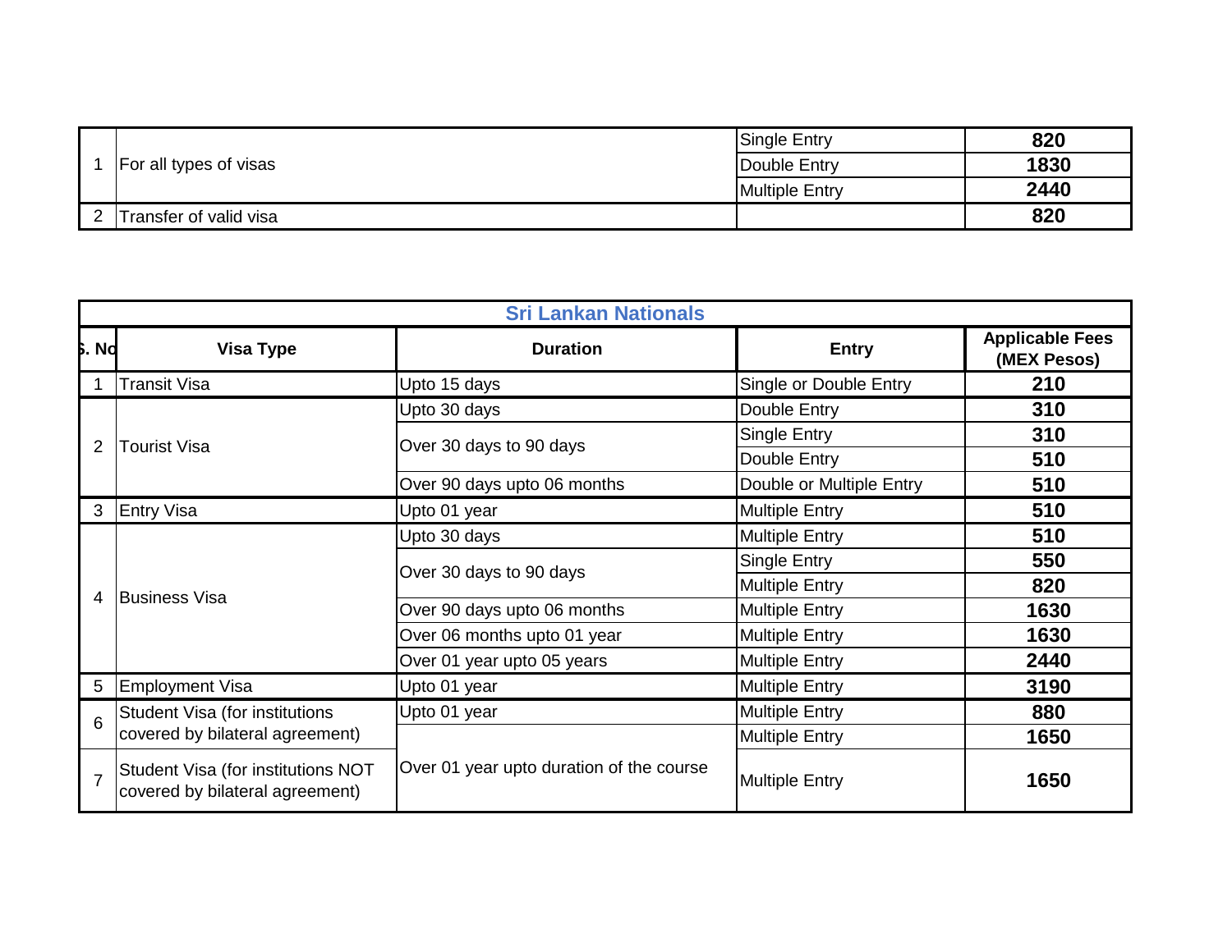| | | | |
|---|---|---|---|
| 1 | For all types of visas | Single Entry | **820** |
| | | Double Entry | **1830** |
| | | Multiple Entry | **2440** |
| 2 | Transfer of valid visa | | **820** |

| **Sri Lankan Nationals** | | | | |
|---|---|---|---|---|
| **S. No** | **Visa Type** | **Duration** | **Entry** | **Applicable Fees (MEX Pesos)** |
| 1 | Transit Visa | Upto 15 days | Single or Double Entry | **210** |
| 2 | Tourist Visa | Upto 30 days | Double Entry | **310** |
| | | Over 30 days to 90 days | Single Entry | **310** |
| | | | Double Entry | **510** |
| | | Over 90 days upto 06 months | Double or Multiple Entry | **510** |
| 3 | Entry Visa | Upto 01 year | Multiple Entry | **510** |
| 4 | Business Visa | Upto 30 days | Multiple Entry | **510** |
| | | Over 30 days to 90 days | Single Entry | **550** |
| | | | Multiple Entry | **820** |
| | | Over 90 days upto 06 months | Multiple Entry | **1630** |
| | | Over 06 months upto 01 year | Multiple Entry | **1630** |
| | | Over 01 year upto 05 years | Multiple Entry | **2440** |
| 5 | Employment Visa | Upto 01 year | Multiple Entry | **3190** |
| 6 | Student Visa (for institutions covered by bilateral agreement) | Upto 01 year | Multiple Entry | **880** |
| | | Over 01 year upto duration of the course | Multiple Entry | **1650** |
| 7 | Student Visa (for institutions NOT covered by bilateral agreement) | | Multiple Entry | **1650** |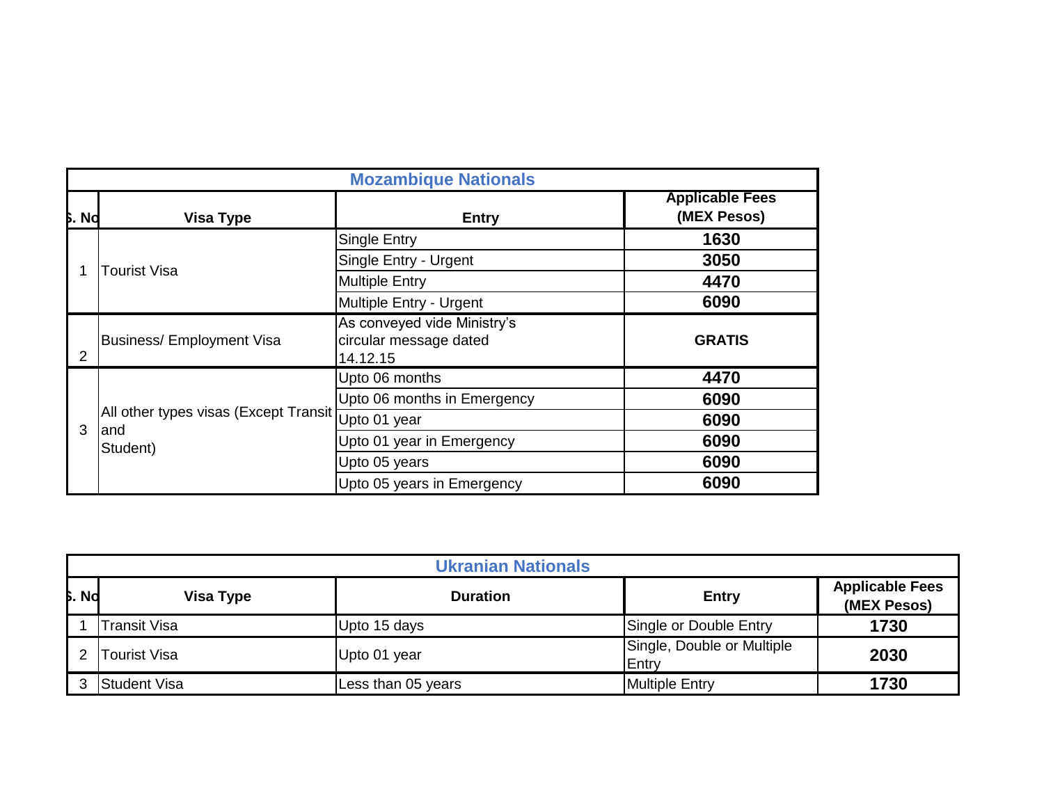| Mozambique Nationals | | | |
|---|---|---|---|
| S. No | Visa Type | Entry | Applicable Fees (MEX Pesos) |
| 1 | Tourist Visa | Single Entry | **1630** |
| | | Single Entry - Urgent | **3050** |
| | | Multiple Entry | **4470** |
| | | Multiple Entry - Urgent | **6090** |
| 2 | Business/ Employment Visa | As conveyed vide Ministry's circular message dated 14.12.15 | **GRATIS** |
| 3 | All other types visas (Except Transit and Student) | Upto 06 months | **4470** |
| | | Upto 06 months in Emergency | **6090** |
| | | Upto 01 year | **6090** |
| | | Upto 01 year in Emergency | **6090** |
| | | Upto 05 years | **6090** |
| | | Upto 05 years in Emergency | **6090** |

| Ukranian Nationals | | | | |
|---|---|---|---|---|
| S. No | Visa Type | Duration | Entry | Applicable Fees (MEX Pesos) |
| 1 | Transit Visa | Upto 15 days | Single or Double Entry | **1730** |
| 2 | Tourist Visa | Upto 01 year | Single, Double or Multiple Entry | **2030** |
| 3 | Student Visa | Less than 05 years | Multiple Entry | **1730** |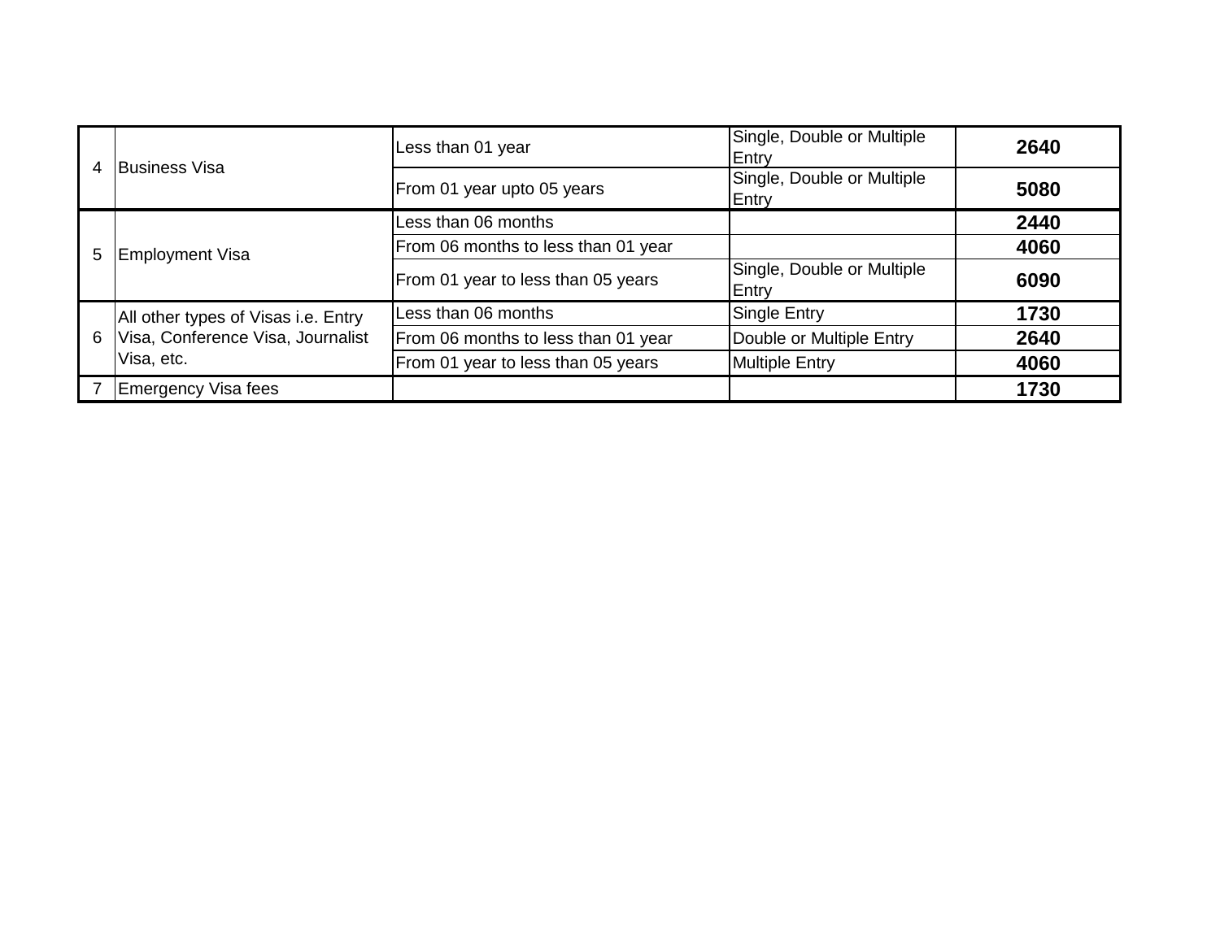| | | | | |
|---|---|---|---|---|
| 4 | Business Visa | Less than 01 year | Single, Double or Multiple Entry | **2640** |
| | | From 01 year upto 05 years | Single, Double or Multiple Entry | **5080** |
| 5 | Employment Visa | Less than 06 months | | **2440** |
| | | From 06 months to less than 01 year | | **4060** |
| | | From 01 year to less than 05 years | Single, Double or Multiple Entry | **6090** |
| 6 | All other types of Visas i.e. Entry Visa, Conference Visa, Journalist Visa, etc. | Less than 06 months | Single Entry | **1730** |
| | | From 06 months to less than 01 year | Double or Multiple Entry | **2640** |
| | | From 01 year to less than 05 years | Multiple Entry | **4060** |
| 7 | Emergency Visa fees | | | **1730** |